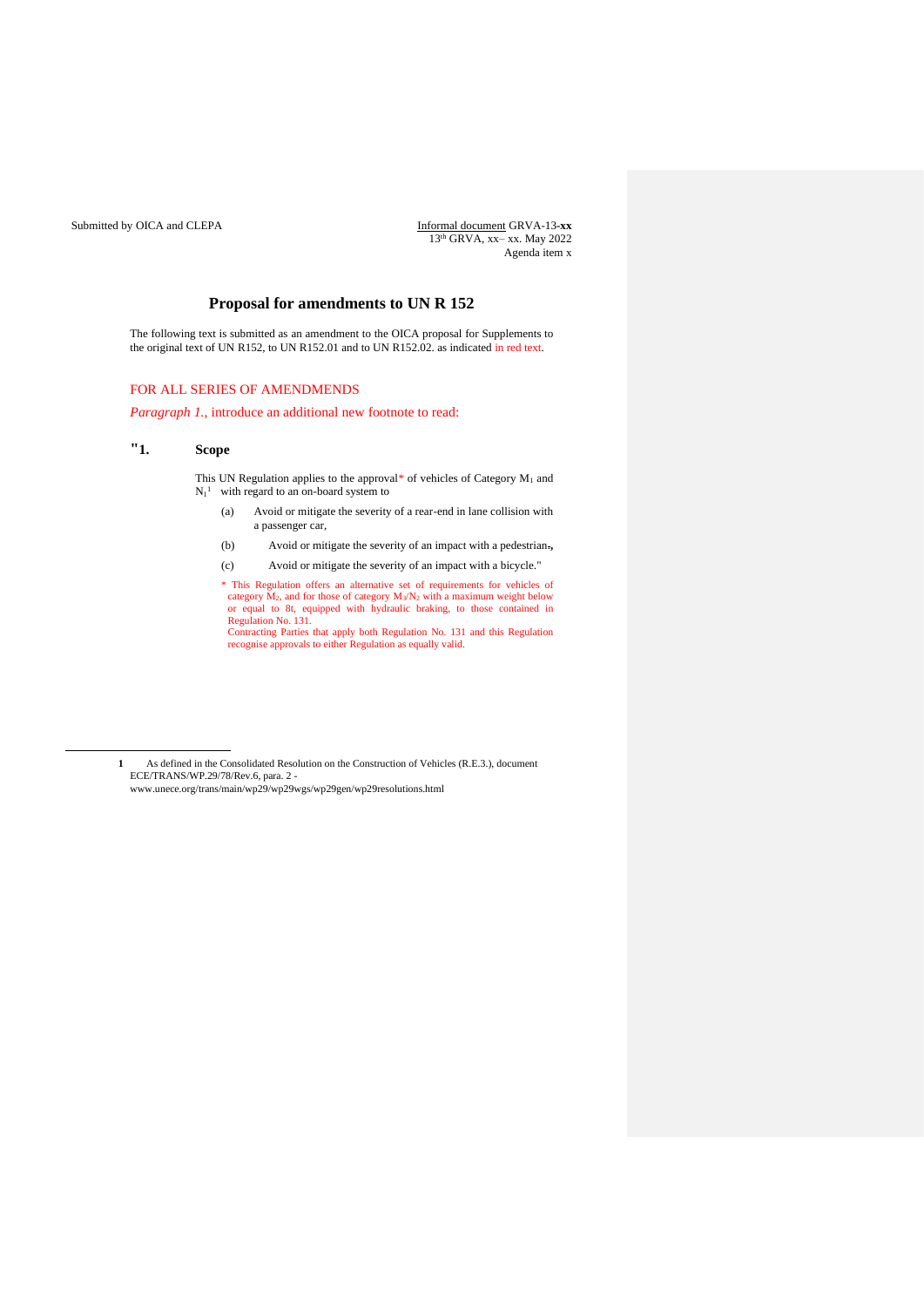Submitted by OICA and CLEPA

Informal document GRVA-13-**xx**
13th GRVA, xx– xx. May 2022
Agenda item x

# Proposal for amendments to UN R 152

The following text is submitted as an amendment to the OICA proposal for Supplements to the original text of UN R152, to UN R152.01 and to UN R152.02. as indicated in red text.

FOR ALL SERIES OF AMENDMENDS

*Paragraph 1.*, introduce an additional new footnote to read:

## "1. Scope

This UN Regulation applies to the approval* of vehicles of Category $M_1$ and $N_1$[1] with regard to an on-board system to

(a) Avoid or mitigate the severity of a rear-end in lane collision with a passenger car,

(b) Avoid or mitigate the severity of an impact with a pedestrian.,

(c) Avoid or mitigate the severity of an impact with a bicycle."

\* This Regulation offers an alternative set of requirements for vehicles of category $M_2$, and for those of category $M_3$/$N_2$ with a maximum weight below or equal to 8t, equipped with hydraulic braking, to those contained in Regulation No. 131.
Contracting Parties that apply both Regulation No. 131 and this Regulation recognise approvals to either Regulation as equally valid.

---

1 As defined in the Consolidated Resolution on the Construction of Vehicles (R.E.3.), document ECE/TRANS/WP.29/78/Rev.6, para. 2 - www.unece.org/trans/main/wp29/wp29wgs/wp29gen/wp29resolutions.html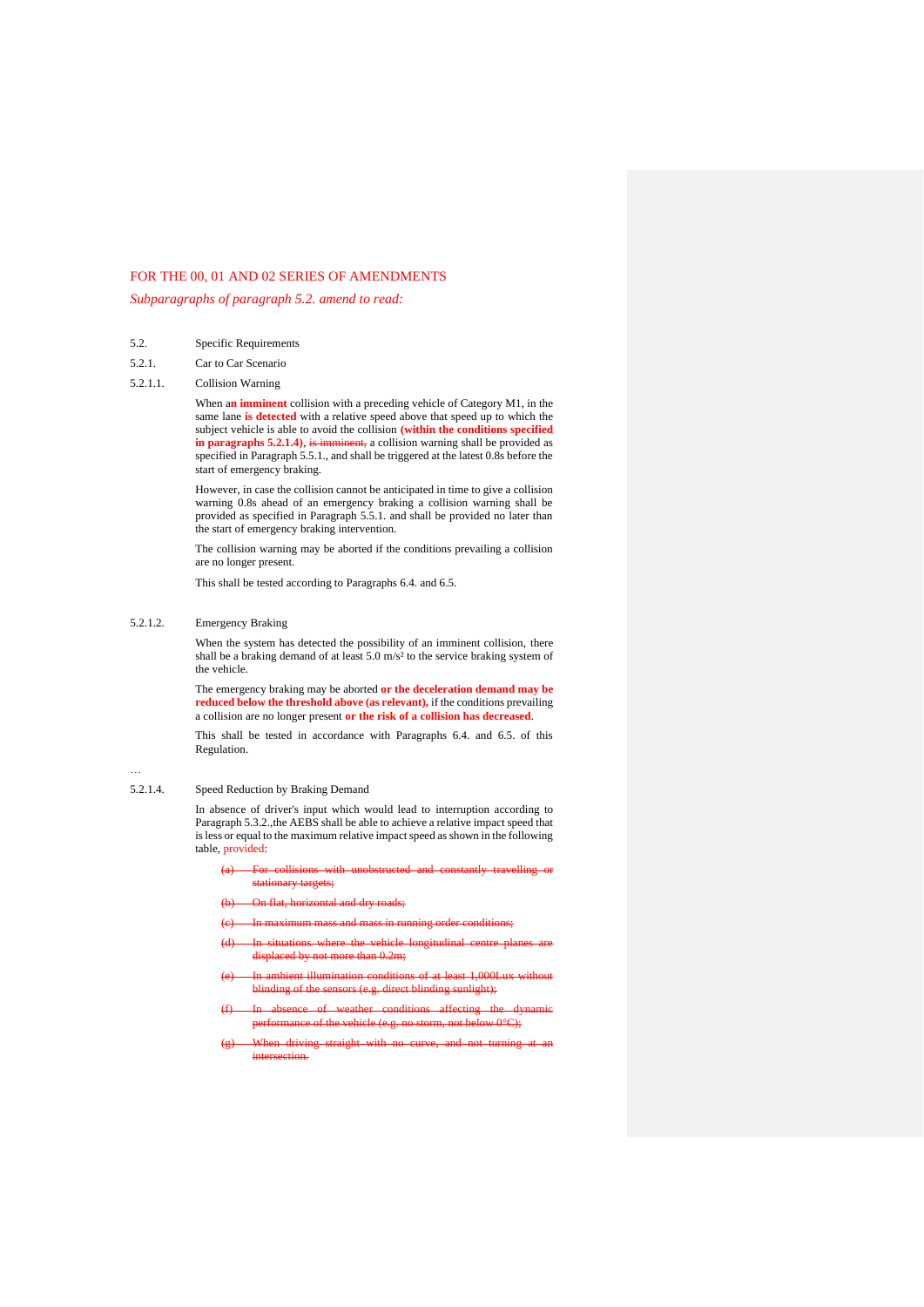FOR THE 00, 01 AND 02 SERIES OF AMENDMENTS

*Subparagraphs of paragraph 5.2. amend to read:*

5.2. Specific Requirements

5.2.1. Car to Car Scenario

5.2.1.1. Collision Warning

When a**n imminent** collision with a preceding vehicle of Category M1, in the same lane **is detected** with a relative speed above that speed up to which the subject vehicle is able to avoid the collision **(within the conditions specified in paragraphs 5.2.1.4)**, ~~is imminent,~~ a collision warning shall be provided as specified in Paragraph 5.5.1., and shall be triggered at the latest 0.8s before the start of emergency braking.

However, in case the collision cannot be anticipated in time to give a collision warning 0.8s ahead of an emergency braking a collision warning shall be provided as specified in Paragraph 5.5.1. and shall be provided no later than the start of emergency braking intervention.

The collision warning may be aborted if the conditions prevailing a collision are no longer present.

This shall be tested according to Paragraphs 6.4. and 6.5.

5.2.1.2. Emergency Braking

When the system has detected the possibility of an imminent collision, there shall be a braking demand of at least 5.0 m/s² to the service braking system of the vehicle.

The emergency braking may be aborted **or the deceleration demand may be reduced below the threshold above (as relevant),** if the conditions prevailing a collision are no longer present **or the risk of a collision has decreased**.

This shall be tested in accordance with Paragraphs 6.4. and 6.5. of this Regulation.

…

5.2.1.4. Speed Reduction by Braking Demand

In absence of driver's input which would lead to interruption according to Paragraph 5.3.2.,the AEBS shall be able to achieve a relative impact speed that is less or equal to the maximum relative impact speed as shown in the following table, provided:

~~(a) For collisions with unobstructed and constantly travelling or stationary targets;~~

~~(b) On flat, horizontal and dry roads;~~

~~(c) In maximum mass and mass in running order conditions;~~

~~(d) In situations where the vehicle longitudinal centre planes are displaced by not more than 0.2m;~~

~~(e) In ambient illumination conditions of at least 1,000Lux without blinding of the sensors (e.g. direct blinding sunlight);~~

~~(f) In absence of weather conditions affecting the dynamic performance of the vehicle (e.g. no storm, not below 0°C);~~

~~(g) When driving straight with no curve, and not turning at an intersection.~~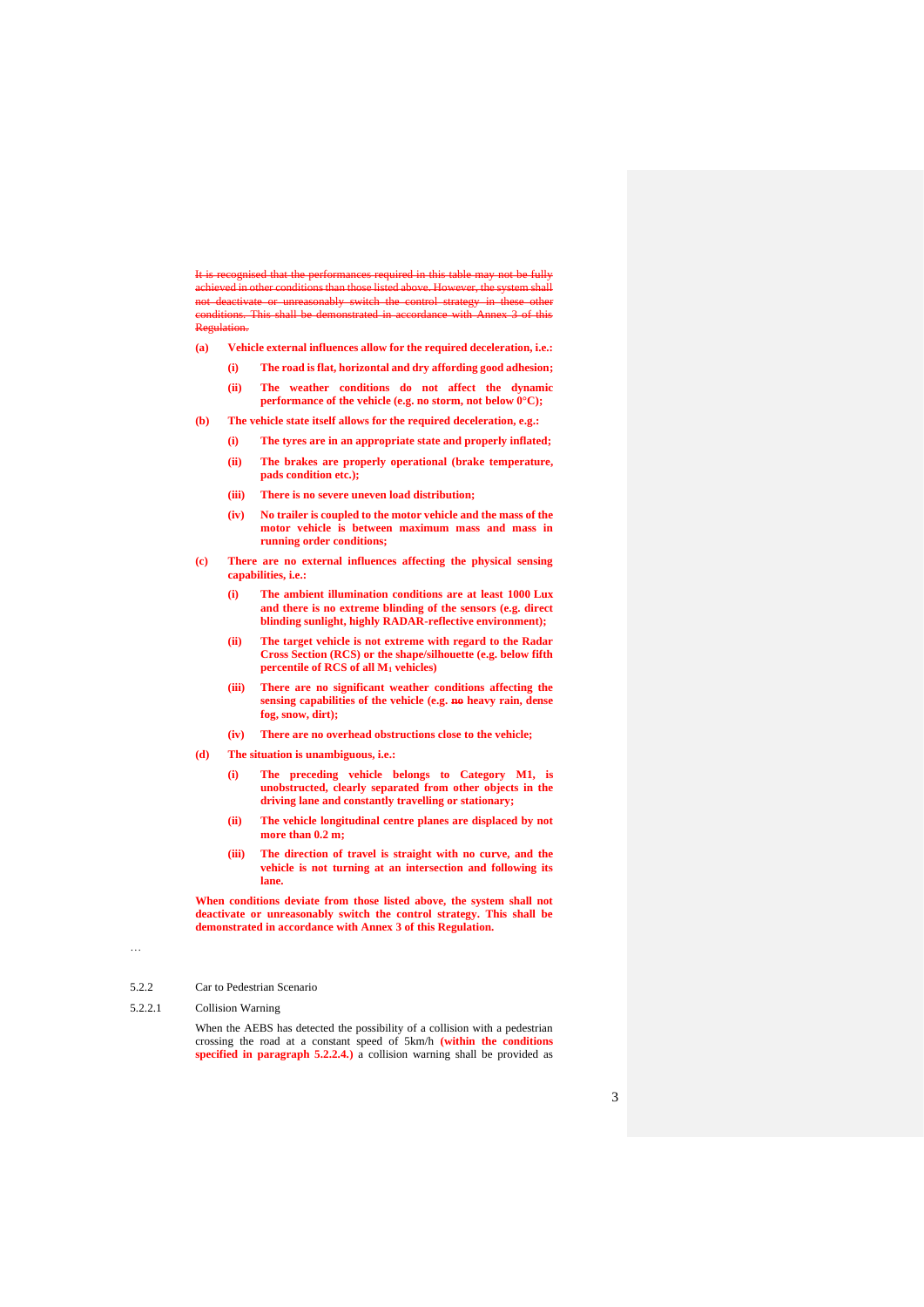~~It is recognised that the performances required in this table may not be fully achieved in other conditions than those listed above. However, the system shall not deactivate or unreasonably switch the control strategy in these other conditions. This shall be demonstrated in accordance with Annex 3 of this Regulation.~~

**(a) Vehicle external influences allow for the required deceleration, i.e.:**

**(i) The road is flat, horizontal and dry affording good adhesion;**

**(ii) The weather conditions do not affect the dynamic performance of the vehicle (e.g. no storm, not below 0°C);**

**(b) The vehicle state itself allows for the required deceleration, e.g.:**

**(i) The tyres are in an appropriate state and properly inflated;**

**(ii) The brakes are properly operational (brake temperature, pads condition etc.);**

**(iii) There is no severe uneven load distribution;**

**(iv) No trailer is coupled to the motor vehicle and the mass of the motor vehicle is between maximum mass and mass in running order conditions;**

**(c) There are no external influences affecting the physical sensing capabilities, i.e.:**

**(i) The ambient illumination conditions are at least 1000 Lux and there is no extreme blinding of the sensors (e.g. direct blinding sunlight, highly RADAR-reflective environment);**

**(ii) The target vehicle is not extreme with regard to the Radar Cross Section (RCS) or the shape/silhouette (e.g. below fifth percentile of RCS of all $M_1$ vehicles)**

**(iii) There are no significant weather conditions affecting the sensing capabilities of the vehicle (e.g. ~~no~~ heavy rain, dense fog, snow, dirt);**

**(iv) There are no overhead obstructions close to the vehicle;**

**(d) The situation is unambiguous, i.e.:**

**(i) The preceding vehicle belongs to Category M1, is unobstructed, clearly separated from other objects in the driving lane and constantly travelling or stationary;**

**(ii) The vehicle longitudinal centre planes are displaced by not more than 0.2 m;**

**(iii) The direction of travel is straight with no curve, and the vehicle is not turning at an intersection and following its lane.**

**When conditions deviate from those listed above, the system shall not deactivate or unreasonably switch the control strategy. This shall be demonstrated in accordance with Annex 3 of this Regulation.**

…

5.2.2 Car to Pedestrian Scenario

5.2.2.1 Collision Warning

When the AEBS has detected the possibility of a collision with a pedestrian crossing the road at a constant speed of 5km/h **(within the conditions specified in paragraph 5.2.2.4.)** a collision warning shall be provided as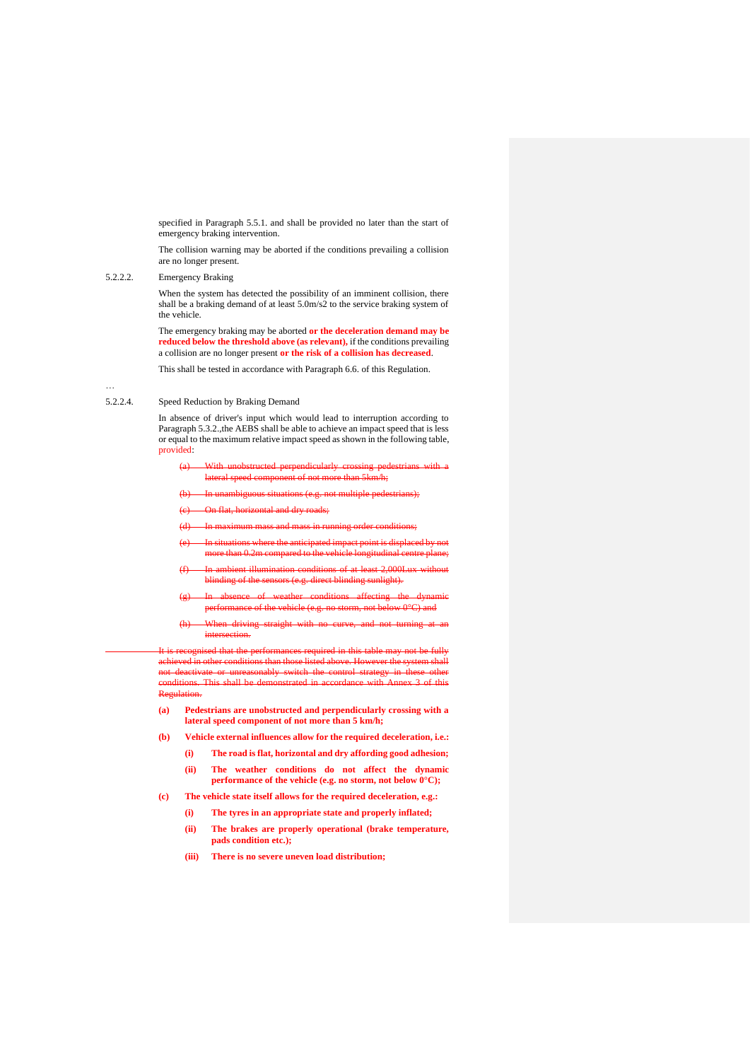specified in Paragraph 5.5.1. and shall be provided no later than the start of emergency braking intervention.

The collision warning may be aborted if the conditions prevailing a collision are no longer present.

5.2.2.2. Emergency Braking

When the system has detected the possibility of an imminent collision, there shall be a braking demand of at least 5.0m/s2 to the service braking system of the vehicle.

The emergency braking may be aborted **or the deceleration demand may be reduced below the threshold above (as relevant),** if the conditions prevailing a collision are no longer present **or the risk of a collision has decreased**.

This shall be tested in accordance with Paragraph 6.6. of this Regulation.

…

5.2.2.4. Speed Reduction by Braking Demand

In absence of driver's input which would lead to interruption according to Paragraph 5.3.2.,the AEBS shall be able to achieve an impact speed that is less or equal to the maximum relative impact speed as shown in the following table, provided:

~~(a) With unobstructed perpendicularly crossing pedestrians with a lateral speed component of not more than 5km/h;~~

~~(b) In unambiguous situations (e.g. not multiple pedestrians);~~

~~(c) On flat, horizontal and dry roads;~~

~~(d) In maximum mass and mass in running order conditions;~~

~~(e) In situations where the anticipated impact point is displaced by not more than 0.2m compared to the vehicle longitudinal centre plane;~~

~~(f) In ambient illumination conditions of at least 2,000Lux without blinding of the sensors (e.g. direct blinding sunlight).~~

~~(g) In absence of weather conditions affecting the dynamic performance of the vehicle (e.g. no storm, not below 0°C) and~~

~~(h) When driving straight with no curve, and not turning at an intersection.~~

~~It is recognised that the performances required in this table may not be fully achieved in other conditions than those listed above. However the system shall not deactivate or unreasonably switch the control strategy in these other conditions. This shall be demonstrated in accordance with Annex 3 of this Regulation.~~

**(a) Pedestrians are unobstructed and perpendicularly crossing with a lateral speed component of not more than 5 km/h;**

**(b) Vehicle external influences allow for the required deceleration, i.e.:**

**(i) The road is flat, horizontal and dry affording good adhesion;**

**(ii) The weather conditions do not affect the dynamic performance of the vehicle (e.g. no storm, not below 0°C);**

**(c) The vehicle state itself allows for the required deceleration, e.g.:**

**(i) The tyres in an appropriate state and properly inflated;**

**(ii) The brakes are properly operational (brake temperature, pads condition etc.);**

**(iii) There is no severe uneven load distribution;**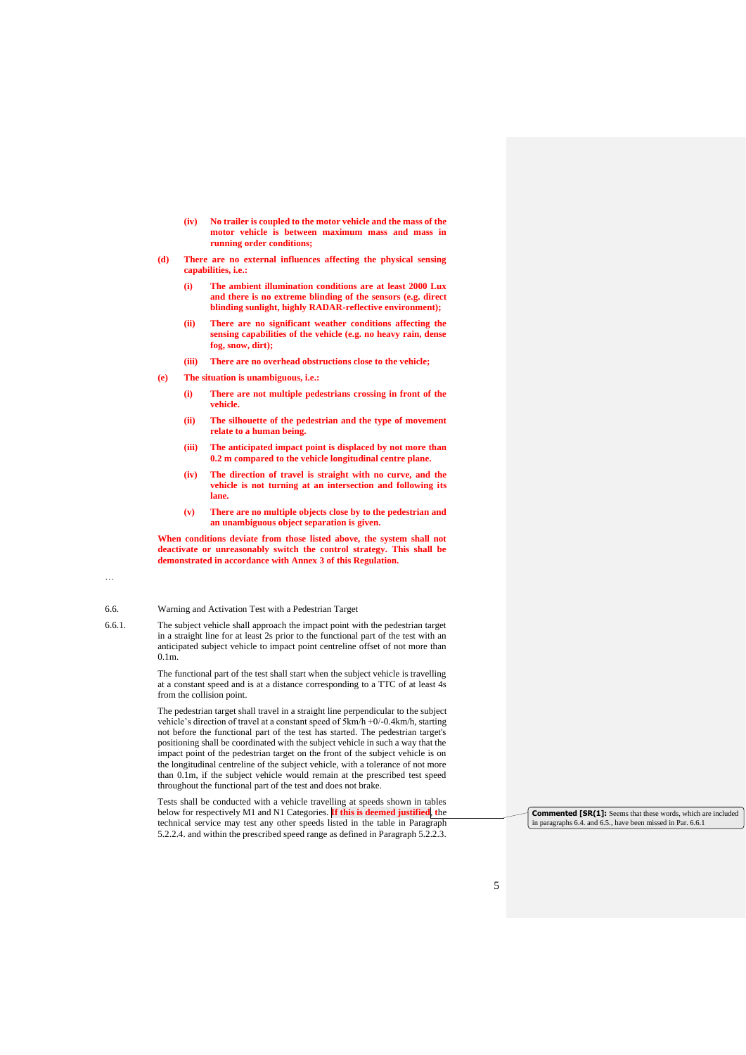**(iv) No trailer is coupled to the motor vehicle and the mass of the motor vehicle is between maximum mass and mass in running order conditions;**

**(d) There are no external influences affecting the physical sensing capabilities, i.e.:**

**(i) The ambient illumination conditions are at least 2000 Lux and there is no extreme blinding of the sensors (e.g. direct blinding sunlight, highly RADAR-reflective environment);**

**(ii) There are no significant weather conditions affecting the sensing capabilities of the vehicle (e.g. no heavy rain, dense fog, snow, dirt);**

**(iii) There are no overhead obstructions close to the vehicle;**

**(e) The situation is unambiguous, i.e.:**

**(i) There are not multiple pedestrians crossing in front of the vehicle.**

**(ii) The silhouette of the pedestrian and the type of movement relate to a human being.**

**(iii) The anticipated impact point is displaced by not more than 0.2 m compared to the vehicle longitudinal centre plane.**

**(iv) The direction of travel is straight with no curve, and the vehicle is not turning at an intersection and following its lane.**

**(v) There are no multiple objects close by to the pedestrian and an unambiguous object separation is given.**

**When conditions deviate from those listed above, the system shall not deactivate or unreasonably switch the control strategy. This shall be demonstrated in accordance with Annex 3 of this Regulation.**

…

6.6. Warning and Activation Test with a Pedestrian Target

6.6.1. The subject vehicle shall approach the impact point with the pedestrian target in a straight line for at least 2s prior to the functional part of the test with an anticipated subject vehicle to impact point centreline offset of not more than 0.1m.

The functional part of the test shall start when the subject vehicle is travelling at a constant speed and is at a distance corresponding to a TTC of at least 4s from the collision point.

The pedestrian target shall travel in a straight line perpendicular to the subject vehicle's direction of travel at a constant speed of 5km/h +0/-0.4km/h, starting not before the functional part of the test has started. The pedestrian target's positioning shall be coordinated with the subject vehicle in such a way that the impact point of the pedestrian target on the front of the subject vehicle is on the longitudinal centreline of the subject vehicle, with a tolerance of not more than 0.1m, if the subject vehicle would remain at the prescribed test speed throughout the functional part of the test and does not brake.

Tests shall be conducted with a vehicle travelling at speeds shown in tables below for respectively M1 and N1 Categories. **If this is deemed justified**, the technical service may test any other speeds listed in the table in Paragraph 5.2.2.4. and within the prescribed speed range as defined in Paragraph 5.2.2.3.

**Commented [SR(1]:** Seems that these words, which are included in paragraphs 6.4. and 6.5., have been missed in Par. 6.6.1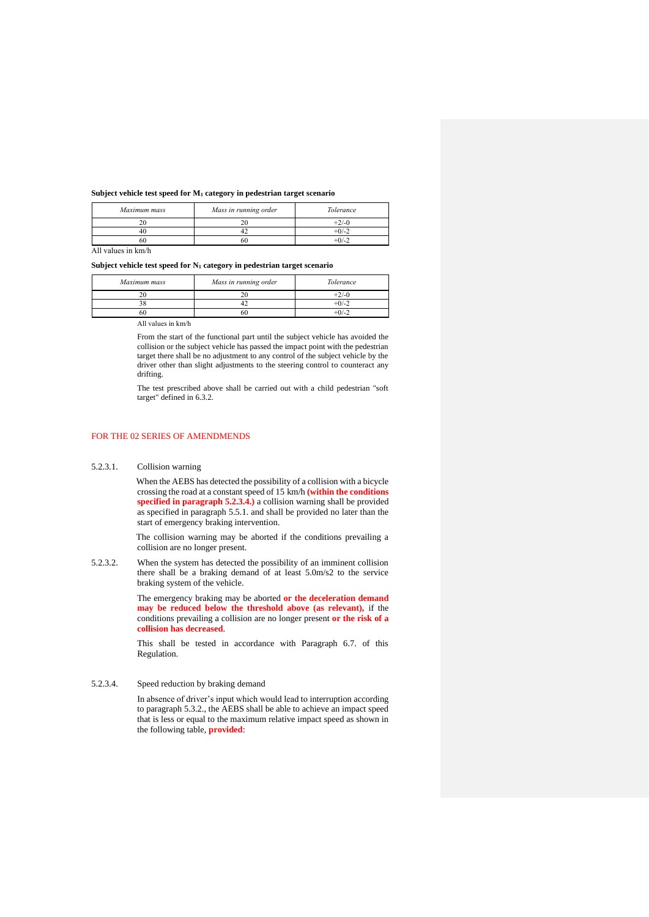**Subject vehicle test speed for $M_1$ category in pedestrian target scenario**

| *Maximum mass* | *Mass in running order* | *Tolerance* |
| --- | --- | --- |
| 20 | 20 | +2/-0 |
| 40 | 42 | +0/-2 |
| 60 | 60 | +0/-2 |

All values in km/h

**Subject vehicle test speed for $N_1$ category in pedestrian target scenario**

| *Maximum mass* | *Mass in running order* | *Tolerance* |
| --- | --- | --- |
| 20 | 20 | +2/-0 |
| 38 | 42 | +0/-2 |
| 60 | 60 | +0/-2 |

All values in km/h

From the start of the functional part until the subject vehicle has avoided the collision or the subject vehicle has passed the impact point with the pedestrian target there shall be no adjustment to any control of the subject vehicle by the driver other than slight adjustments to the steering control to counteract any drifting.

The test prescribed above shall be carried out with a child pedestrian "soft target" defined in 6.3.2.

FOR THE 02 SERIES OF AMENDMENDS

5.2.3.1. Collision warning

When the AEBS has detected the possibility of a collision with a bicycle crossing the road at a constant speed of 15 km/h **(within the conditions specified in paragraph 5.2.3.4.)** a collision warning shall be provided as specified in paragraph 5.5.1. and shall be provided no later than the start of emergency braking intervention.

The collision warning may be aborted if the conditions prevailing a collision are no longer present.

5.2.3.2. When the system has detected the possibility of an imminent collision there shall be a braking demand of at least 5.0m/s2 to the service braking system of the vehicle.

The emergency braking may be aborted **or the deceleration demand may be reduced below the threshold above (as relevant),** if the conditions prevailing a collision are no longer present **or the risk of a collision has decreased**.

This shall be tested in accordance with Paragraph 6.7. of this Regulation.

5.2.3.4. Speed reduction by braking demand

In absence of driver's input which would lead to interruption according to paragraph 5.3.2., the AEBS shall be able to achieve an impact speed that is less or equal to the maximum relative impact speed as shown in the following table, **provided**: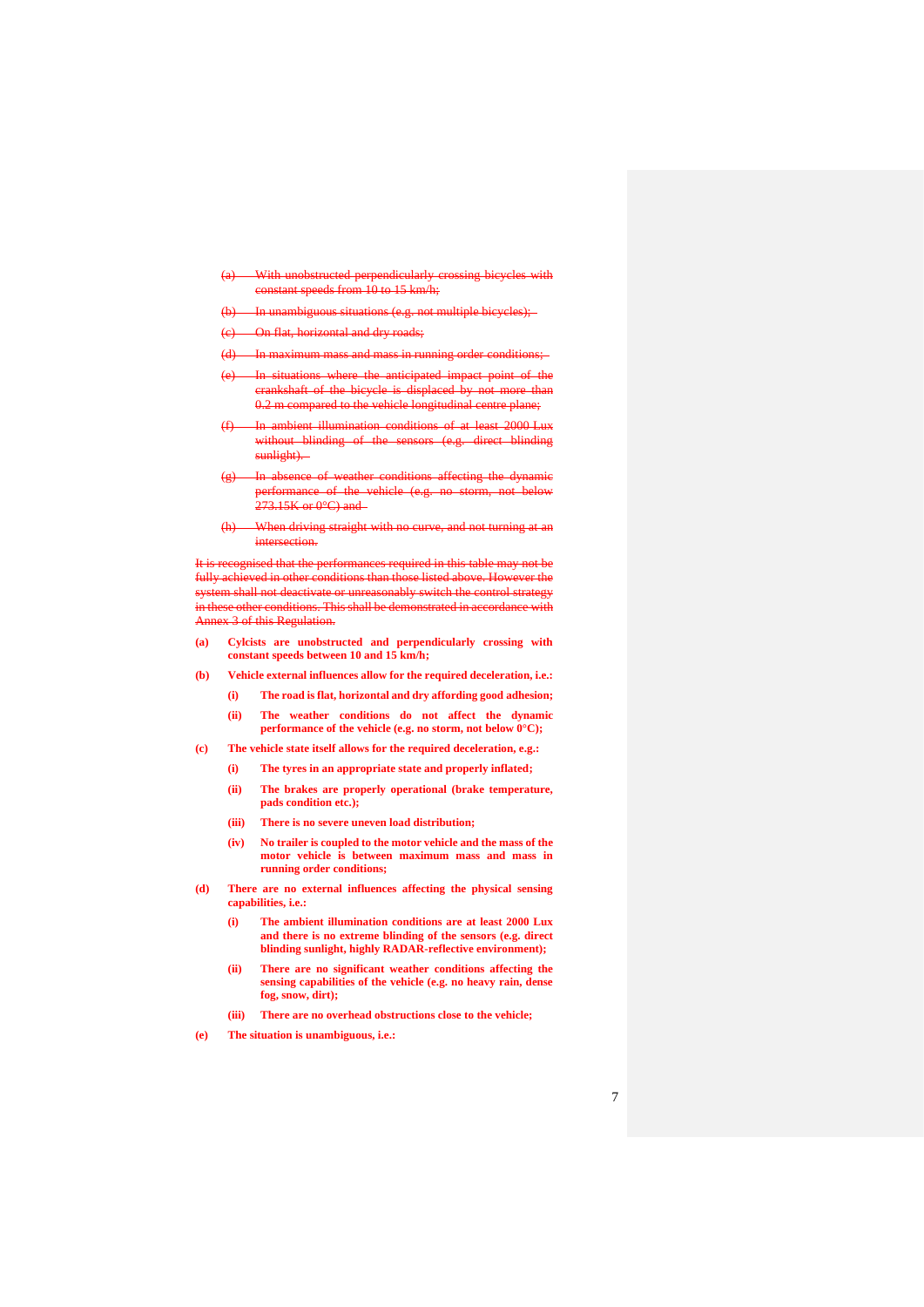~~(a) With unobstructed perpendicularly crossing bicycles with constant speeds from 10 to 15 km/h;~~

~~(b) In unambiguous situations (e.g. not multiple bicycles);~~

~~(c) On flat, horizontal and dry roads;~~

~~(d) In maximum mass and mass in running order conditions;~~

~~(e) In situations where the anticipated impact point of the crankshaft of the bicycle is displaced by not more than 0.2 m compared to the vehicle longitudinal centre plane;~~

~~(f) In ambient illumination conditions of at least 2000 Lux without blinding of the sensors (e.g. direct blinding sunlight).~~

~~(g) In absence of weather conditions affecting the dynamic performance of the vehicle (e.g. no storm, not below 273.15K or 0°C) and~~

~~(h) When driving straight with no curve, and not turning at an intersection.~~

~~It is recognised that the performances required in this table may not be fully achieved in other conditions than those listed above. However the system shall not deactivate or unreasonably switch the control strategy in these other conditions. This shall be demonstrated in accordance with Annex 3 of this Regulation.~~

**(a) Cylcists are unobstructed and perpendicularly crossing with constant speeds between 10 and 15 km/h;**

**(b) Vehicle external influences allow for the required deceleration, i.e.:**

- **(i) The road is flat, horizontal and dry affording good adhesion;**
- **(ii) The weather conditions do not affect the dynamic performance of the vehicle (e.g. no storm, not below 0°C);**

**(c) The vehicle state itself allows for the required deceleration, e.g.:**

- **(i) The tyres in an appropriate state and properly inflated;**
- **(ii) The brakes are properly operational (brake temperature, pads condition etc.);**
- **(iii) There is no severe uneven load distribution;**
- **(iv) No trailer is coupled to the motor vehicle and the mass of the motor vehicle is between maximum mass and mass in running order conditions;**

**(d) There are no external influences affecting the physical sensing capabilities, i.e.:**

- **(i) The ambient illumination conditions are at least 2000 Lux and there is no extreme blinding of the sensors (e.g. direct blinding sunlight, highly RADAR-reflective environment);**
- **(ii) There are no significant weather conditions affecting the sensing capabilities of the vehicle (e.g. no heavy rain, dense fog, snow, dirt);**
- **(iii) There are no overhead obstructions close to the vehicle;**

**(e) The situation is unambiguous, i.e.:**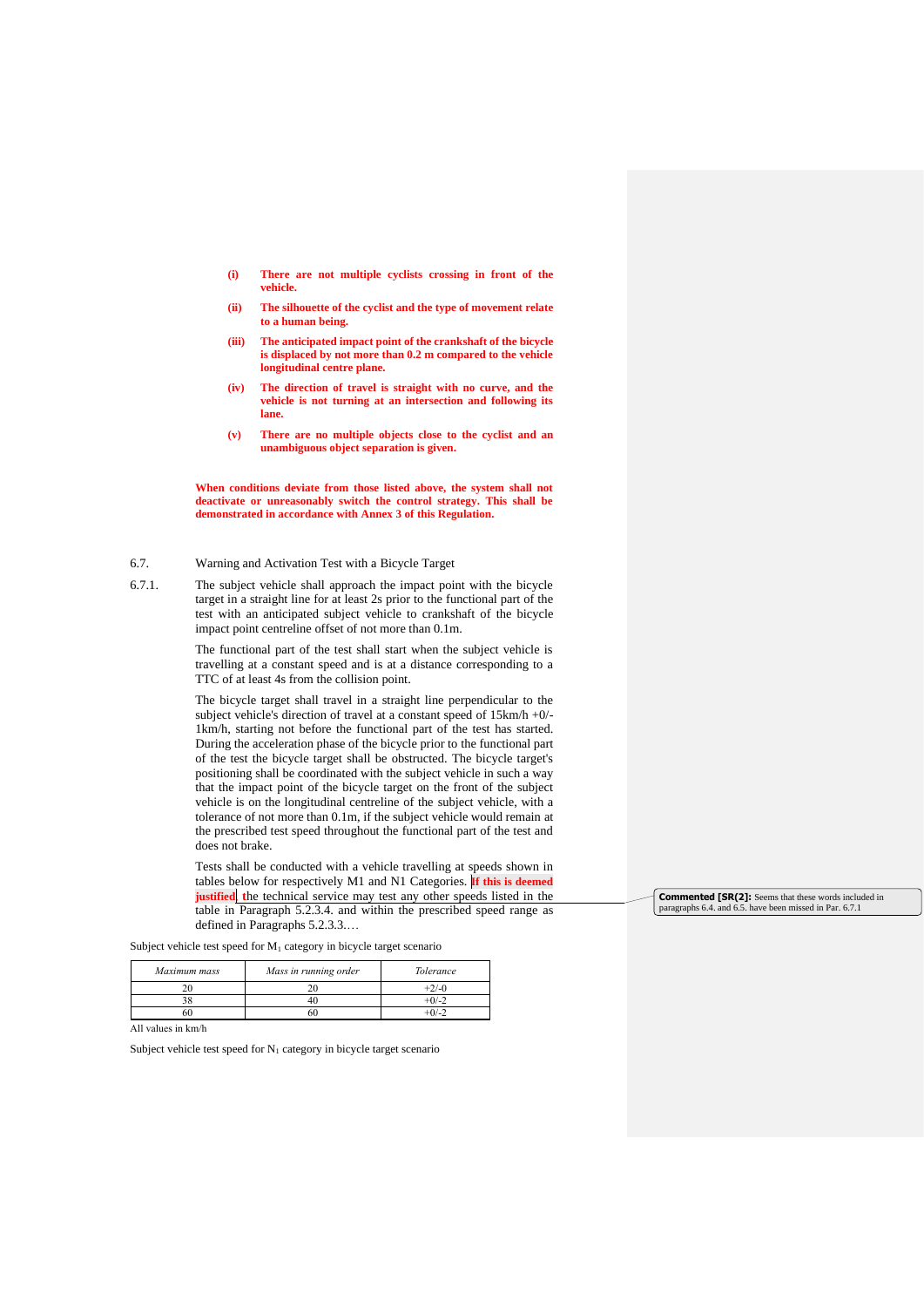**(i) There are not multiple cyclists crossing in front of the vehicle.**

**(ii) The silhouette of the cyclist and the type of movement relate to a human being.**

**(iii) The anticipated impact point of the crankshaft of the bicycle is displaced by not more than 0.2 m compared to the vehicle longitudinal centre plane.**

**(iv) The direction of travel is straight with no curve, and the vehicle is not turning at an intersection and following its lane.**

**(v) There are no multiple objects close to the cyclist and an unambiguous object separation is given.**

**When conditions deviate from those listed above, the system shall not deactivate or unreasonably switch the control strategy. This shall be demonstrated in accordance with Annex 3 of this Regulation.**

6.7. Warning and Activation Test with a Bicycle Target

6.7.1. The subject vehicle shall approach the impact point with the bicycle target in a straight line for at least 2s prior to the functional part of the test with an anticipated subject vehicle to crankshaft of the bicycle impact point centreline offset of not more than 0.1m.

The functional part of the test shall start when the subject vehicle is travelling at a constant speed and is at a distance corresponding to a TTC of at least 4s from the collision point.

The bicycle target shall travel in a straight line perpendicular to the subject vehicle's direction of travel at a constant speed of 15km/h +0/-1km/h, starting not before the functional part of the test has started. During the acceleration phase of the bicycle prior to the functional part of the test the bicycle target shall be obstructed. The bicycle target's positioning shall be coordinated with the subject vehicle in such a way that the impact point of the bicycle target on the front of the subject vehicle is on the longitudinal centreline of the subject vehicle, with a tolerance of not more than 0.1m, if the subject vehicle would remain at the prescribed test speed throughout the functional part of the test and does not brake.

Tests shall be conducted with a vehicle travelling at speeds shown in tables below for respectively M1 and N1 Categories. **If this is deemed justified** the technical service may test any other speeds listed in the table in Paragraph 5.2.3.4. and within the prescribed speed range as defined in Paragraphs 5.2.3.3.…

Commented [SR(2]: Seems that these words included in paragraphs 6.4. and 6.5. have been missed in Par. 6.7.1

Subject vehicle test speed for $M_1$ category in bicycle target scenario

| *Maximum mass* | *Mass in running order* | *Tolerance* |
|---|---|---|
| 20 | 20 | +2/-0 |
| 38 | 40 | +0/-2 |
| 60 | 60 | +0/-2 |

All values in km/h

Subject vehicle test speed for $N_1$ category in bicycle target scenario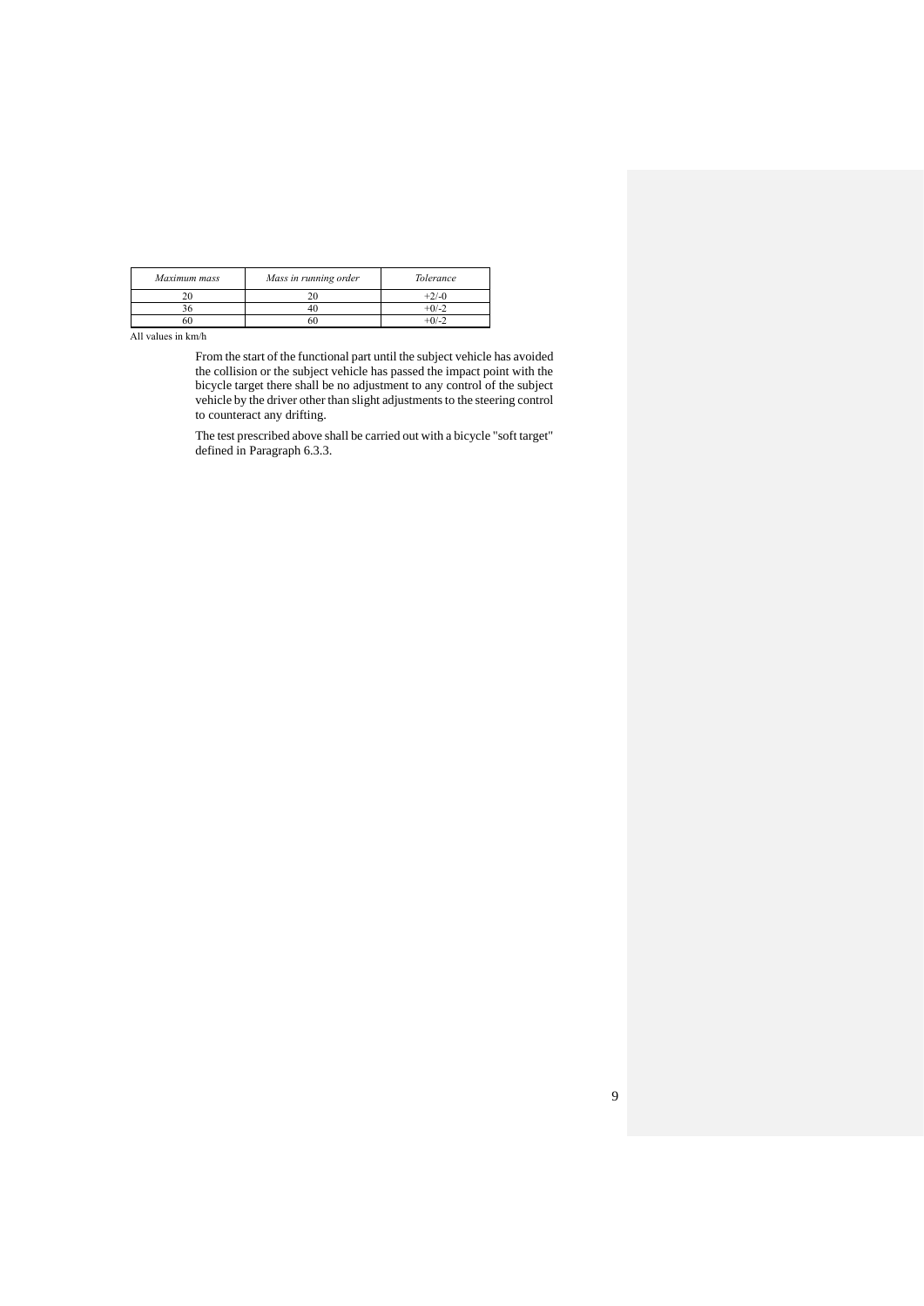| *Maximum mass* | *Mass in running order* | *Tolerance* |
| --- | --- | --- |
| 20 | 20 | +2/-0 |
| 36 | 40 | +0/-2 |
| 60 | 60 | +0/-2 |

All values in km/h

From the start of the functional part until the subject vehicle has avoided the collision or the subject vehicle has passed the impact point with the bicycle target there shall be no adjustment to any control of the subject vehicle by the driver other than slight adjustments to the steering control to counteract any drifting.

The test prescribed above shall be carried out with a bicycle "soft target" defined in Paragraph 6.3.3.